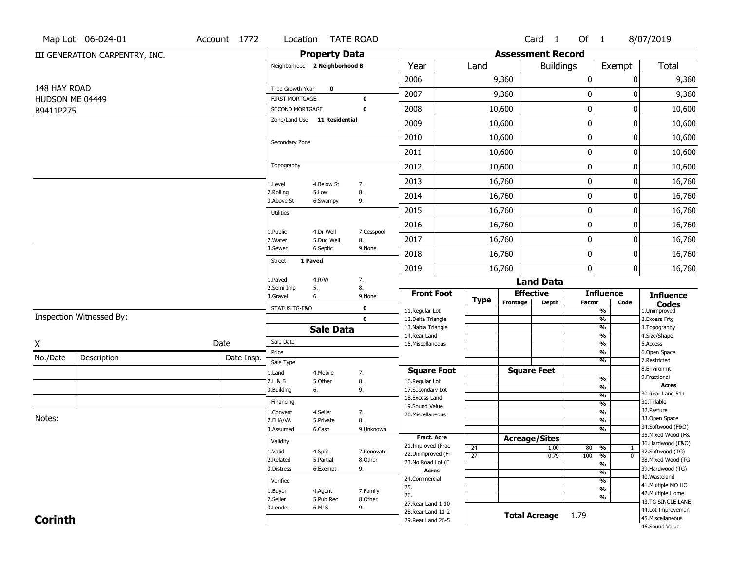Map Lot 06-024-01 | Account 1772 | Location TATE ROAD | Card 1 Of 1 | 8/07/2019

III GENERATION CARPENTRY, INC.

148 HAY ROAD
HUDSON ME 04449
B9411P275

## Property Data

Neighborhood **2 Neighborhood B**

Tree Growth Year **0**
FIRST MORTGAGE **0**
SECOND MORTGAGE **0**
Zone/Land Use **11 Residential**

Secondary Zone

Topography
1.Level 4.Below St 7.
2.Rolling 5.Low 8.
3.Above St 6.Swampy 9.

Utilities
1.Public 4.Dr Well 7.Cesspool
2.Water 5.Dug Well 8.
3.Sewer 6.Septic 9.None

Street **1 Paved**
1.Paved 4.R/W 7.
2.Semi Imp 5. 8.
3.Gravel 6. 9.None

STATUS TG-F&O **0**
**0**

## Sale Data

Sale Date
Price
Sale Type
1.Land 4.Mobile 7.
2.L & B 5.Other 8.
3.Building 6. 9.

Financing
1.Convent 4.Seller 7.
2.FHA/VA 5.Private 8.
3.Assumed 6.Cash 9.Unknown

Validity
1.Valid 4.Split 7.Renovate
2.Related 5.Partial 8.Other
3.Distress 6.Exempt 9.

Verified
1.Buyer 4.Agent 7.Family
2.Seller 5.Pub Rec 8.Other
3.Lender 6.MLS 9.

## Assessment Record

| Year | Land | Buildings | Exempt | Total |
|---|---|---|---|---|
| 2006 | 9,360 | 0 | 0 | 9,360 |
| 2007 | 9,360 | 0 | 0 | 9,360 |
| 2008 | 10,600 | 0 | 0 | 10,600 |
| 2009 | 10,600 | 0 | 0 | 10,600 |
| 2010 | 10,600 | 0 | 0 | 10,600 |
| 2011 | 10,600 | 0 | 0 | 10,600 |
| 2012 | 10,600 | 0 | 0 | 10,600 |
| 2013 | 16,760 | 0 | 0 | 16,760 |
| 2014 | 16,760 | 0 | 0 | 16,760 |
| 2015 | 16,760 | 0 | 0 | 16,760 |
| 2016 | 16,760 | 0 | 0 | 16,760 |
| 2017 | 16,760 | 0 | 0 | 16,760 |
| 2018 | 16,760 | 0 | 0 | 16,760 |
| 2019 | 16,760 | 0 | 0 | 16,760 |

## Land Data

| Front Foot | Type | Effective Frontage | Effective Depth | Influence Factor | Influence Code |
|---|---|---|---|---|---|
| 11.Regular Lot | | | | % | |
| 12.Delta Triangle | | | | % | |
| 13.Nabla Triangle | | | | % | |
| 14.Rear Land | | | | % | |
| 15.Miscellaneous | | | | % | |
| | | | | % | |
| | | | | % | |

| Square Foot | Type | Square Feet | Influence Factor | Influence Code |
|---|---|---|---|---|
| 16.Regular Lot | | | % | |
| 17.Secondary Lot | | | % | |
| 18.Excess Land | | | % | |
| 19.Sound Value | | | % | |
| 20.Miscellaneous | | | % | |
| | | | % | |
| | | | % | |

| Fract. Acre | Type | Acreage/Sites | Influence Factor | Influence Code |
|---|---|---|---|---|
| 21.Improved (Frac | 24 | 1.00 | 80 % | 1 |
| 22.Unimproved (Fr | 27 | 0.79 | 100 % | 0 |
| 23.No Road Lot (F | | | % | |
| **Acres** | | | % | |
| 24.Commercial | | | % | |
| 25. | | | % | |
| 26. | | | % | |
| 27.Rear Land 1-10 | | | | |
| 28.Rear Land 11-2 | | | | |
| 29.Rear Land 26-5 | | | | |

**Total Acreage** 1.79

### Influence Codes
1.Unimproved
2.Excess Frtg
3.Topography
4.Size/Shape
5.Access
6.Open Space
7.Restricted
8.Environmt
9.Fractional

**Acres**
30.Rear Land 51+
31.Tillable
32.Pasture
33.Open Space
34.Softwood (F&O)
35.Mixed Wood (F&
36.Hardwood (F&O)
37.Softwood (TG)
38.Mixed Wood (TG
39.Hardwood (TG)
40.Wasteland
41.Multiple MO HO
42.Multiple Home
43.TG SINGLE LANE
44.Lot Improvemen
45.Miscellaneous
46.Sound Value

Inspection Witnessed By:

X ________________ Date

| No./Date | Description | Date Insp. |
|---|---|---|
| | | |
| | | |
| | | |

Notes:

**Corinth**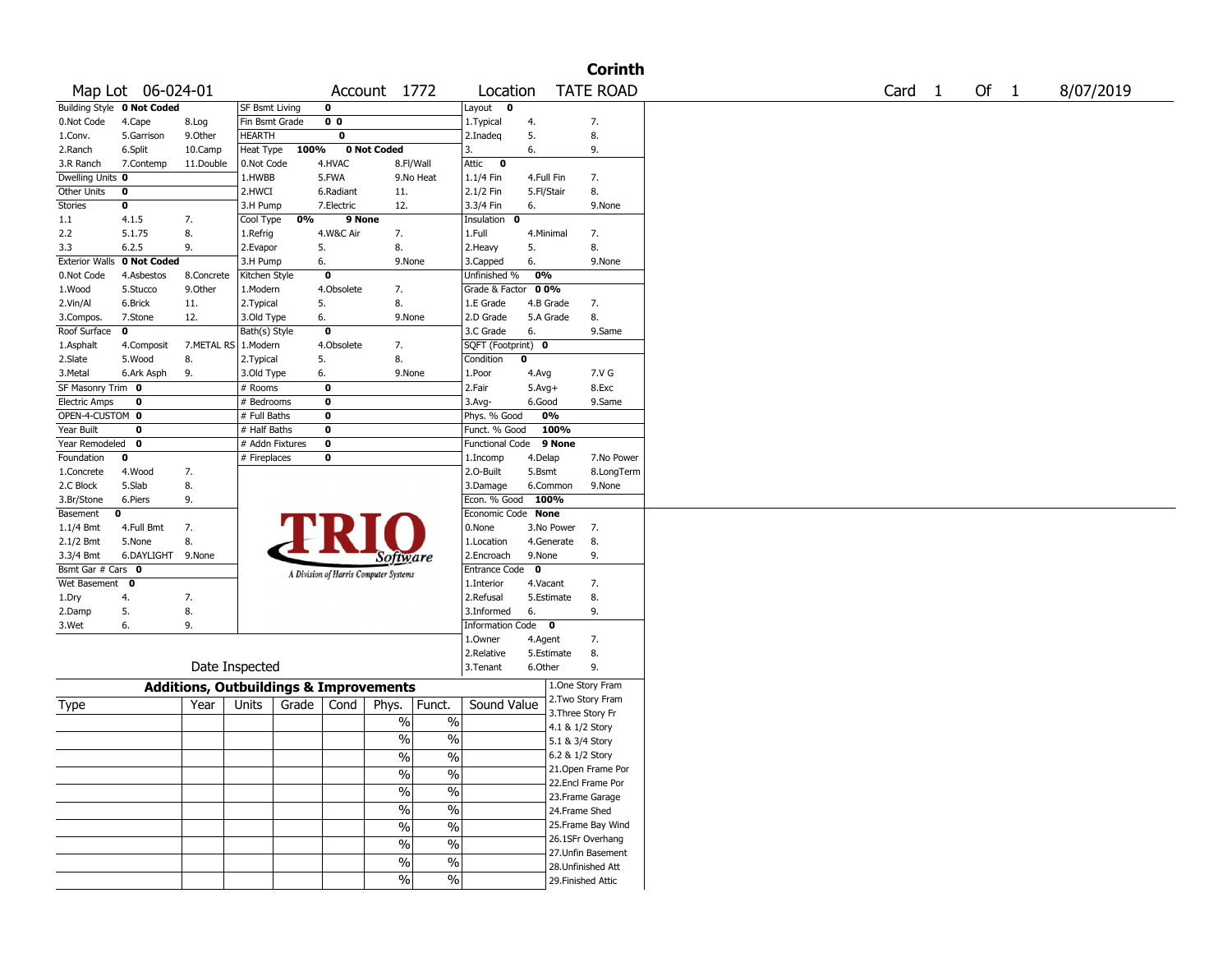# Corinth

Map Lot 06-024-01 | Account 1772 | Location TATE ROAD | Card 1 Of 1 | 8/07/2019

| Building Style | 0 Not Coded | | SF Bsmt Living | 0 | | Layout | 0 | |
|---|---|---|---|---|---|---|---|---|
| 0.Not Code | 4.Cape | 8.Log | Fin Bsmt Grade | 0 0 | | 1.Typical | 4. | 7. |
| 1.Conv. | 5.Garrison | 9.Other | HEARTH | 0 | | 2.Inadeq | 5. | 8. |
| 2.Ranch | 6.Split | 10.Camp | Heat Type 100% | 0 Not Coded | | 3. | 6. | 9. |
| 3.R Ranch | 7.Contemp | 11.Double | 0.Not Code | 4.HVAC | 8.Fl/Wall | Attic | 0 | |
| Dwelling Units | 0 | | 1.HWBB | 5.FWA | 9.No Heat | 1.1/4 Fin | 4.Full Fin | 7. |
| Other Units | 0 | | 2.HWCI | 6.Radiant | 11. | 2.1/2 Fin | 5.Fl/Stair | 8. |
| Stories | 0 | | 3.H Pump | 7.Electric | 12. | 3.3/4 Fin | 6. | 9.None |
| 1.1 | 4.1.5 | 7. | Cool Type 0% | 9 None | | Insulation | 0 | |
| 2.2 | 5.1.75 | 8. | 1.Refrig | 4.W&C Air | 7. | 1.Full | 4.Minimal | 7. |
| 3.3 | 6.2.5 | 9. | 2.Evapor | 5. | 8. | 2.Heavy | 5. | 8. |
| Exterior Walls | 0 Not Coded | | 3.H Pump | 6. | 9.None | 3.Capped | 6. | 9.None |
| 0.Not Code | 4.Asbestos | 8.Concrete | Kitchen Style | 0 | | Unfinished % | 0% | |
| 1.Wood | 5.Stucco | 9.Other | 1.Modern | 4.Obsolete | 7. | Grade & Factor | 0 0% | |
| 2.Vin/Al | 6.Brick | 11. | 2.Typical | 5. | 8. | 1.E Grade | 4.B Grade | 7. |
| 3.Compos. | 7.Stone | 12. | 3.Old Type | 6. | 9.None | 2.D Grade | 5.A Grade | 8. |
| Roof Surface | 0 | | Bath(s) Style | 0 | | 3.C Grade | 6. | 9.Same |
| 1.Asphalt | 4.Composit | 7.METAL RS | 1.Modern | 4.Obsolete | 7. | SQFT (Footprint) | 0 | |
| 2.Slate | 5.Wood | 8. | 2.Typical | 5. | 8. | Condition | 0 | |
| 3.Metal | 6.Ark Asph | 9. | 3.Old Type | 6. | 9.None | 1.Poor | 4.Avg | 7.V G |
| SF Masonry Trim | 0 | | # Rooms | 0 | | 2.Fair | 5.Avg+ | 8.Exc |
| Electric Amps | 0 | | # Bedrooms | 0 | | 3.Avg- | 6.Good | 9.Same |
| OPEN-4-CUSTOM | 0 | | # Full Baths | 0 | | Phys. % Good | 0% | |
| Year Built | 0 | | # Half Baths | 0 | | Funct. % Good | 100% | |
| Year Remodeled | 0 | | # Addn Fixtures | 0 | | Functional Code | 9 None | |
| Foundation | 0 | | # Fireplaces | 0 | | 1.Incomp | 4.Delap | 7.No Power |
| 1.Concrete | 4.Wood | 7. | | | | 2.O-Built | 5.Bsmt | 8.LongTerm |
| 2.C Block | 5.Slab | 8. | | | | 3.Damage | 6.Common | 9.None |
| 3.Br/Stone | 6.Piers | 9. | | | | Econ. % Good | 100% | |
| Basement | 0 | | | | | Economic Code | None | |
| 1.1/4 Bmt | 4.Full Bmt | 7. | | | | 0.None | 3.No Power | 7. |
| 2.1/2 Bmt | 5.None | 8. | | | | 1.Location | 4.Generate | 8. |
| 3.3/4 Bmt | 6.DAYLIGHT | 9.None | | | | 2.Encroach | 9.None | 9. |
| Bsmt Gar # Cars | 0 | | | | | Entrance Code | 0 | |
| Wet Basement | 0 | | | | | 1.Interior | 4.Vacant | 7. |
| 1.Dry | 4. | 7. | | | | 2.Refusal | 5.Estimate | 8. |
| 2.Damp | 5. | 8. | | | | 3.Informed | 6. | 9. |
| 3.Wet | 6. | 9. | | | | Information Code | 0 | |
| | | | | | | 1.Owner | 4.Agent | 7. |
| | | | | | | 2.Relative | 5.Estimate | 8. |
| Date Inspected | | | | | | 3.Tenant | 6.Other | 9. |

TRIO Software — A Division of Harris Computer Systems

## Additions, Outbuildings & Improvements

| Type | Year | Units | Grade | Cond | Phys. | Funct. | Sound Value |
|---|---|---|---|---|---|---|---|
| | | | | | % | % | |
| | | | | | % | % | |
| | | | | | % | % | |
| | | | | | % | % | |
| | | | | | % | % | |
| | | | | | % | % | |
| | | | | | % | % | |
| | | | | | % | % | |
| | | | | | % | % | |
| | | | | | % | % | |

1.One Story Fram
2.Two Story Fram
3.Three Story Fr
4.1 & 1/2 Story
5.1 & 3/4 Story
6.2 & 1/2 Story
21.Open Frame Por
22.Encl Frame Por
23.Frame Garage
24.Frame Shed
25.Frame Bay Wind
26.1SFr Overhang
27.Unfin Basement
28.Unfinished Att
29.Finished Attic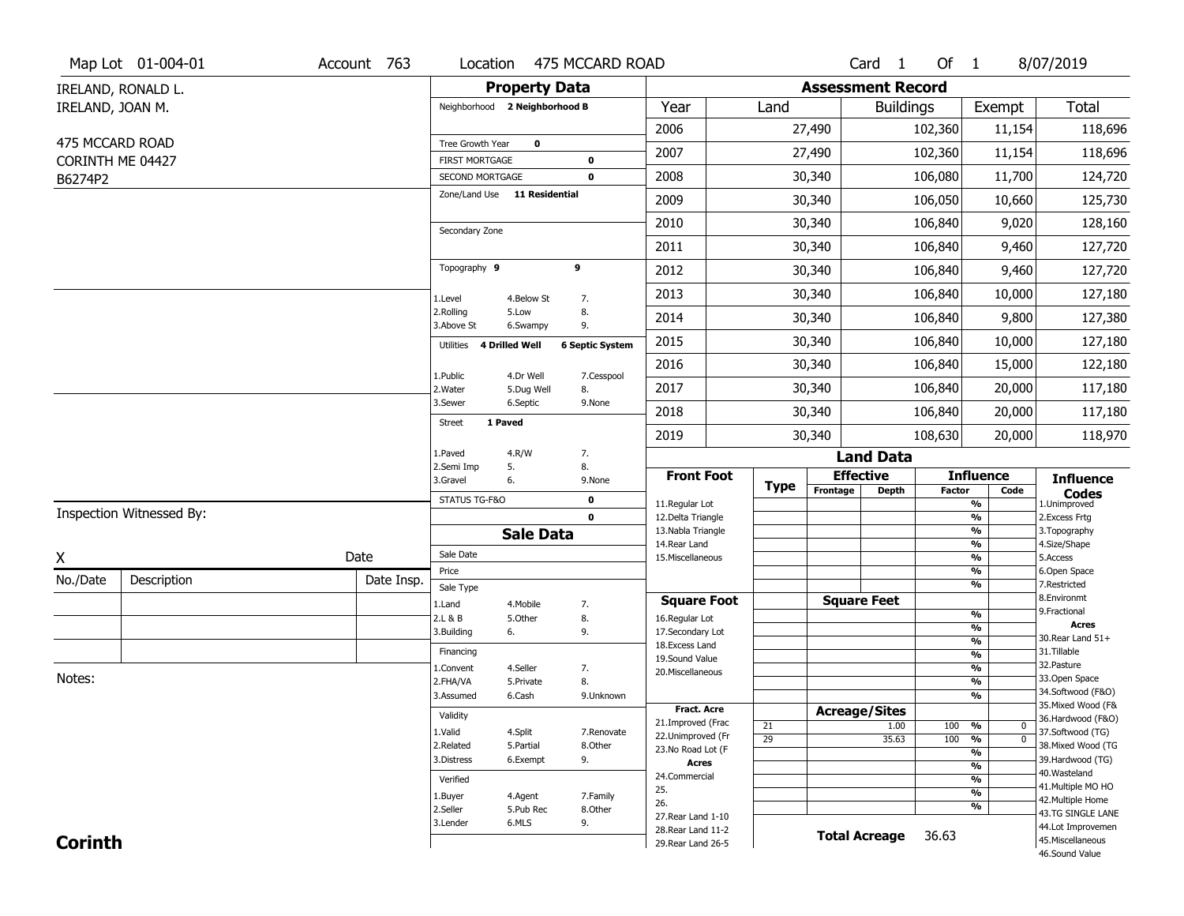Map Lot 01-004-01 | Account 763 | Location 475 MCCARD ROAD | Card 1 Of 1 | 8/07/2019

IRELAND, RONALD L.
IRELAND, JOAN M.

475 MCCARD ROAD
CORINTH ME 04427
B6274P2

## Property Data

| | | |
|---|---|---|
| Neighborhood | 2 Neighborhood B | |
| Tree Growth Year | 0 | |
| FIRST MORTGAGE | | 0 |
| SECOND MORTGAGE | | 0 |
| Zone/Land Use | 11 Residential | |
| Secondary Zone | | |
| Topography | 9 | 9 |
| 1.Level | 4.Below St | 7. |
| 2.Rolling | 5.Low | 8. |
| 3.Above St | 6.Swampy | 9. |
| Utilities | 4 Drilled Well | 6 Septic System |
| 1.Public | 4.Dr Well | 7.Cesspool |
| 2.Water | 5.Dug Well | 8. |
| 3.Sewer | 6.Septic | 9.None |
| Street | 1 Paved | |
| 1.Paved | 4.R/W | 7. |
| 2.Semi Imp | 5. | 8. |
| 3.Gravel | 6. | 9.None |
| STATUS TG-F&O | | 0 |
| | | 0 |

## Sale Data

| | | |
|---|---|---|
| Sale Date | | |
| Price | | |
| Sale Type | | |
| 1.Land | 4.Mobile | 7. |
| 2.L & B | 5.Other | 8. |
| 3.Building | 6. | 9. |
| Financing | | |
| 1.Convent | 4.Seller | 7. |
| 2.FHA/VA | 5.Private | 8. |
| 3.Assumed | 6.Cash | 9.Unknown |
| Validity | | |
| 1.Valid | 4.Split | 7.Renovate |
| 2.Related | 5.Partial | 8.Other |
| 3.Distress | 6.Exempt | 9. |
| Verified | | |
| 1.Buyer | 4.Agent | 7.Family |
| 2.Seller | 5.Pub Rec | 8.Other |
| 3.Lender | 6.MLS | 9. |

## Assessment Record

| Year | Land | Buildings | Exempt | Total |
|---|---|---|---|---|
| 2006 | 27,490 | 102,360 | 11,154 | 118,696 |
| 2007 | 27,490 | 102,360 | 11,154 | 118,696 |
| 2008 | 30,340 | 106,080 | 11,700 | 124,720 |
| 2009 | 30,340 | 106,050 | 10,660 | 125,730 |
| 2010 | 30,340 | 106,840 | 9,020 | 128,160 |
| 2011 | 30,340 | 106,840 | 9,460 | 127,720 |
| 2012 | 30,340 | 106,840 | 9,460 | 127,720 |
| 2013 | 30,340 | 106,840 | 10,000 | 127,180 |
| 2014 | 30,340 | 106,840 | 9,800 | 127,380 |
| 2015 | 30,340 | 106,840 | 10,000 | 127,180 |
| 2016 | 30,340 | 106,840 | 15,000 | 122,180 |
| 2017 | 30,340 | 106,840 | 20,000 | 117,180 |
| 2018 | 30,340 | 106,840 | 20,000 | 117,180 |
| 2019 | 30,340 | 108,630 | 20,000 | 118,970 |

## Land Data

| Front Foot | Type | Effective Frontage | Effective Depth | Influence Factor | Influence Code |
|---|---|---|---|---|---|
| 11.Regular Lot | | | | % | |
| 12.Delta Triangle | | | | % | |
| 13.Nabla Triangle | | | | % | |
| 14.Rear Land | | | | % | |
| 15.Miscellaneous | | | | % | |
| | | | | % | |
| | | | | % | |
| **Square Foot** | | **Square Feet** | | | |
| 16.Regular Lot | | | | % | |
| 17.Secondary Lot | | | | % | |
| 18.Excess Land | | | | % | |
| 19.Sound Value | | | | % | |
| 20.Miscellaneous | | | | % | |
| | | | | % | |
| | | | | % | |
| **Fract. Acre** | | **Acreage/Sites** | | | |
| 21.Improved (Frac | 21 | | 1.00 | 100 % | 0 |
| 22.Unimproved (Fr | 29 | | 35.63 | 100 % | 0 |
| 23.No Road Lot (F | | | | % | |
| **Acres** | | | | % | |
| 24.Commercial | | | | % | |
| 25. | | | | % | |
| 26. | | | | % | |
| 27.Rear Land 1-10 | | | | | |
| 28.Rear Land 11-2 | | | | | |
| 29.Rear Land 26-5 | | | | | |

**Total Acreage** 36.63

### Influence Codes

1.Unimproved
2.Excess Frtg
3.Topography
4.Size/Shape
5.Access
6.Open Space
7.Restricted
8.Environmt
9.Fractional

**Acres**

30.Rear Land 51+
31.Tillable
32.Pasture
33.Open Space
34.Softwood (F&O)
35.Mixed Wood (F&
36.Hardwood (F&O)
37.Softwood (TG)
38.Mixed Wood (TG
39.Hardwood (TG)
40.Wasteland
41.Multiple MO HO
42.Multiple Home
43.TG SINGLE LANE
44.Lot Improvemen
45.Miscellaneous
46.Sound Value

Inspection Witnessed By:

X ______________________ Date

| No./Date | Description | Date Insp. |
|---|---|---|
| | | |
| | | |
| | | |

Notes:

**Corinth**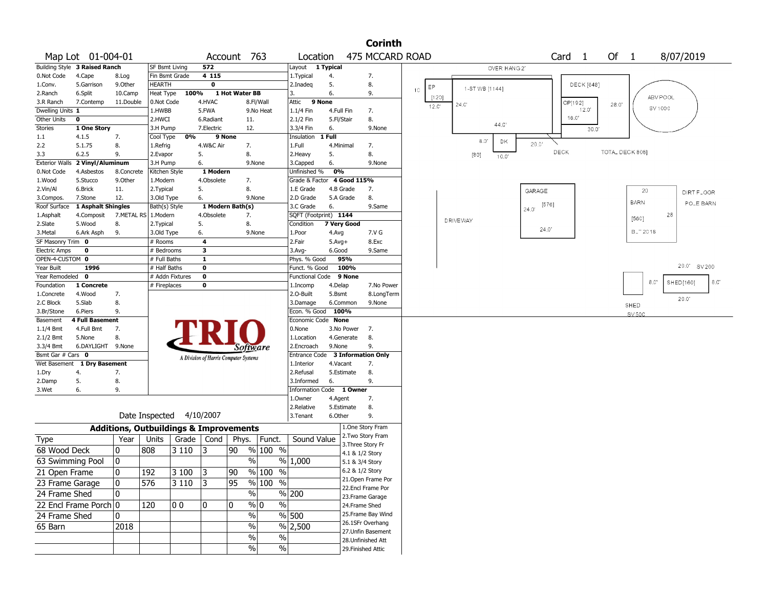# Corinth

**Map Lot** 01-004-01 **Account** 763 **Location** 475 MCCARD ROAD **Card** 1 **Of** 1 8/07/2019

| Building Style | 3 Raised Ranch | | SF Bsmt Living | 572 | | Layout | 1 Typical | |
|---|---|---|---|---|---|---|---|---|
| 0.Not Code | 4.Cape | 8.Log | Fin Bsmt Grade | 4 115 | | 1.Typical | 4. | 7. |
| 1.Conv. | 5.Garrison | 9.Other | HEARTH | 0 | | 2.Inadeq | 5. | 8. |
| 2.Ranch | 6.Split | 10.Camp | Heat Type | 100% | 1 Hot Water BB | 3. | 6. | 9. |
| 3.R Ranch | 7.Contemp | 11.Double | 0.Not Code | 4.HVAC | 8.Fl/Wall | Attic | 9 None | |
| Dwelling Units | 1 | | 1.HWBB | 5.FWA | 9.No Heat | 1.1/4 Fin | 4.Full Fin | 7. |
| Other Units | 0 | | 2.HWCI | 6.Radiant | 11. | 2.1/2 Fin | 5.Fl/Stair | 8. |
| Stories | 1 One Story | | 3.H Pump | 7.Electric | 12. | 3.3/4 Fin | 6. | 9.None |
| 1.1 | 4.1.5 | 7. | Cool Type | 0% | 9 None | Insulation | 1 Full | |
| 2.2 | 5.1.75 | 8. | 1.Refrig | 4.W&C Air | 7. | 1.Full | 4.Minimal | 7. |
| 3.3 | 6.2.5 | 9. | 2.Evapor | 5. | 8. | 2.Heavy | 5. | 8. |
| Exterior Walls | 2 Vinyl/Aluminum | | 3.H Pump | 6. | 9.None | 3.Capped | 6. | 9.None |
| 0.Not Code | 4.Asbestos | 8.Concrete | Kitchen Style | 1 Modern | | Unfinished % | 0% | |
| 1.Wood | 5.Stucco | 9.Other | 1.Modern | 4.Obsolete | 7. | Grade & Factor | 4 Good 115% | |
| 2.Vin/Al | 6.Brick | 11. | 2.Typical | 5. | 8. | 1.E Grade | 4.B Grade | 7. |
| 3.Compos. | 7.Stone | 12. | 3.Old Type | 6. | 9.None | 2.D Grade | 5.A Grade | 8. |
| Roof Surface | 1 Asphalt Shingles | | Bath(s) Style | 1 Modern Bath(s) | | 3.C Grade | 6. | 9.Same |
| 1.Asphalt | 4.Composit | 7.METAL RS | 1.Modern | 4.Obsolete | 7. | SQFT (Footprint) | 1144 | |
| 2.Slate | 5.Wood | 8. | 2.Typical | 5. | 8. | Condition | 7 Very Good | |
| 3.Metal | 6.Ark Asph | 9. | 3.Old Type | 6. | 9.None | 1.Poor | 4.Avg | 7.V G |
| SF Masonry Trim | 0 | | # Rooms | 4 | | 2.Fair | 5.Avg+ | 8.Exc |
| Electric Amps | 0 | | # Bedrooms | 3 | | 3.Avg- | 6.Good | 9.Same |
| OPEN-4-CUSTOM | 0 | | # Full Baths | 1 | | Phys. % Good | 95% | |
| Year Built | 1996 | | # Half Baths | 0 | | Funct. % Good | 100% | |
| Year Remodeled | 0 | | # Addn Fixtures | 0 | | Functional Code | 9 None | |
| Foundation | 1 Concrete | | # Fireplaces | 0 | | 1.Incomp | 4.Delap | 7.No Power |
| 1.Concrete | 4.Wood | 7. | | | | 2.O-Built | 5.Bsmt | 8.LongTerm |
| 2.C Block | 5.Slab | 8. | | | | 3.Damage | 6.Common | 9.None |
| 3.Br/Stone | 6.Piers | 9. | | | | Econ. % Good | 100% | |
| Basement | 4 Full Basement | | | | | Economic Code | None | |
| 1.1/4 Bmt | 4.Full Bmt | 7. | | | | 0.None | 3.No Power | 7. |
| 2.1/2 Bmt | 5.None | 8. | | | | 1.Location | 4.Generate | 8. |
| 3.3/4 Bmt | 6.DAYLIGHT | 9.None | | | | 2.Encroach | 9.None | 9. |
| Bsmt Gar # Cars | 0 | | | | | Entrance Code | 3 Information Only | |
| Wet Basement | 1 Dry Basement | | | | | 1.Interior | 4.Vacant | 7. |
| 1.Dry | 4. | 7. | | | | 2.Refusal | 5.Estimate | 8. |
| 2.Damp | 5. | 8. | | | | 3.Informed | 6. | 9. |
| 3.Wet | 6. | 9. | | | | Information Code | 1 Owner | |
| | | | | | | 1.Owner | 4.Agent | 7. |
| | | | | | | 2.Relative | 5.Estimate | 8. |
| | | | | | | 3.Tenant | 6.Other | 9. |

TRIO Software — A Division of Harris Computer Systems

Date Inspected 4/10/2007

## Additions, Outbuildings & Improvements

| Type | Year | Units | Grade | Cond | Phys. | Funct. | Sound Value |
|---|---|---|---|---|---|---|---|
| 68 Wood Deck | 0 | 808 | 3 110 | 3 | 90 % | 100 % | |
| 63 Swimming Pool | 0 | | | | % | % | 1,000 |
| 21 Open Frame | 0 | 192 | 3 100 | 3 | 90 % | 100 % | |
| 23 Frame Garage | 0 | 576 | 3 110 | 3 | 95 % | 100 % | |
| 24 Frame Shed | 0 | | | | % | % | 200 |
| 22 Encl Frame Porch | 0 | 120 | 0 0 | 0 | 0 % | 0 % | |
| 24 Frame Shed | 0 | | | | % | % | 500 |
| 65 Barn | 2018 | | | | % | % | 2,500 |
| | | | | | % | % | |
| | | | | | % | % | |

1.One Story Fram
2.Two Story Fram
3.Three Story Fr
4.1 & 1/2 Story
5.1 & 3/4 Story
6.2 & 1/2 Story
21.Open Frame Por
22.Encl Frame Por
23.Frame Garage
24.Frame Shed
25.Frame Bay Wind
26.1SFr Overhang
27.Unfin Basement
28.Unfinished Att
29.Finished Attic

Sketch labels: OVER HANG 2', EP [120] 10' 12.0', 1-ST WB [1144] 24.0' 44.0', DECK [648], OP[192] 12.0' 16.0', 28.0' 30.0', ABV POOL SV 1000, 8.0' DK [80] 10.0' 20.0', DECK, TOTAL DECK 808], GARAGE [576] 24.0' 24.0', DRIVEWAY, 20 BARN [560] 28 BLT 2018, DIRT FLOOR POLE BARN, 20.0' SV 200, 8.0' SHED[160] 8.0' 20.0', SHED SV 500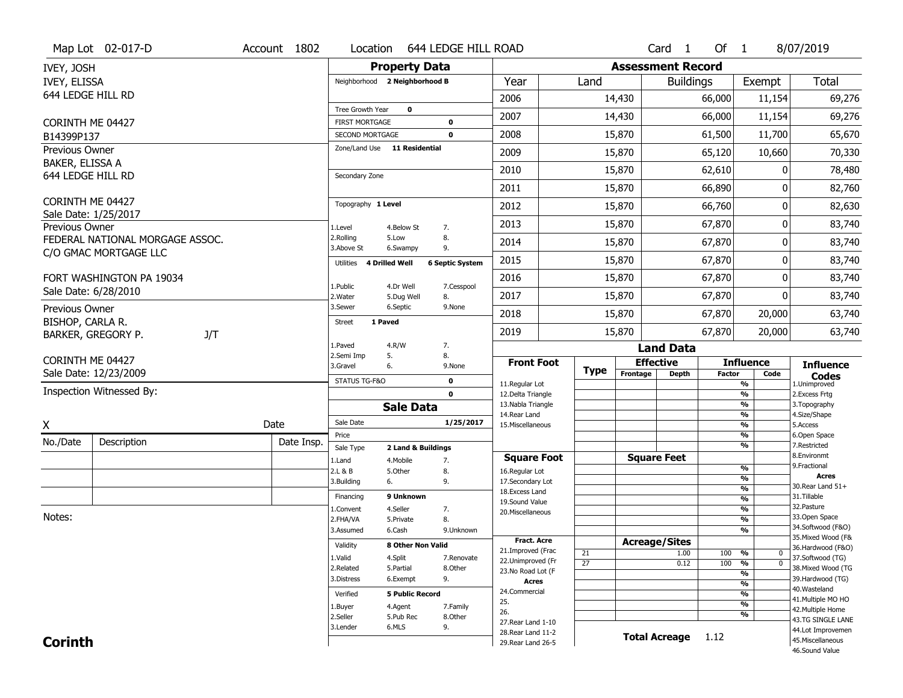Map Lot 02-017-D | Account 1802 | Location 644 LEDGE HILL ROAD | Card 1 Of 1 | 8/07/2019

IVEY, JOSH
IVEY, ELISSA
644 LEDGE HILL RD

CORINTH ME 04427
B14399P137

Previous Owner
BAKER, ELISSA A
644 LEDGE HILL RD

CORINTH ME 04427
Sale Date: 1/25/2017

Previous Owner
FEDERAL NATIONAL MORGAGE ASSOC.
C/O GMAC MORTGAGE LLC

FORT WASHINGTON PA 19034
Sale Date: 6/28/2010

Previous Owner
BISHOP, CARLA R.
BARKER, GREGORY P. J/T

CORINTH ME 04427
Sale Date: 12/23/2009

Inspection Witnessed By:

X Date

| No./Date | Description | Date Insp. |
|---|---|---|
| | | |
| | | |
| | | |

Notes:

## Property Data

Neighborhood **2 Neighborhood B**

Tree Growth Year **0**
FIRST MORTGAGE **0**
SECOND MORTGAGE **0**
Zone/Land Use **11 Residential**

Secondary Zone

Topography **1 Level**

| | | |
|---|---|---|
| 1.Level | 4.Below St | 7. |
| 2.Rolling | 5.Low | 8. |
| 3.Above St | 6.Swampy | 9. |

Utilities **4 Drilled Well** **6 Septic System**

| | | |
|---|---|---|
| 1.Public | 4.Dr Well | 7.Cesspool |
| 2.Water | 5.Dug Well | 8. |
| 3.Sewer | 6.Septic | 9.None |

Street **1 Paved**

| | | |
|---|---|---|
| 1.Paved | 4.R/W | 7. |
| 2.Semi Imp | 5. | 8. |
| 3.Gravel | 6. | 9.None |

STATUS TG-F&O **0**
**0**

## Sale Data

Sale Date **1/25/2017**
Price
Sale Type **2 Land & Buildings**

| | | |
|---|---|---|
| 1.Land | 4.Mobile | 7. |
| 2.L & B | 5.Other | 8. |
| 3.Building | 6. | 9. |

Financing **9 Unknown**

| | | |
|---|---|---|
| 1.Convent | 4.Seller | 7. |
| 2.FHA/VA | 5.Private | 8. |
| 3.Assumed | 6.Cash | 9.Unknown |

Validity **8 Other Non Valid**

| | | |
|---|---|---|
| 1.Valid | 4.Split | 7.Renovate |
| 2.Related | 5.Partial | 8.Other |
| 3.Distress | 6.Exempt | 9. |

Verified **5 Public Record**

| | | |
|---|---|---|
| 1.Buyer | 4.Agent | 7.Family |
| 2.Seller | 5.Pub Rec | 8.Other |
| 3.Lender | 6.MLS | 9. |

## Assessment Record

| Year | Land | Buildings | Exempt | Total |
|---|---|---|---|---|
| 2006 | 14,430 | 66,000 | 11,154 | 69,276 |
| 2007 | 14,430 | 66,000 | 11,154 | 69,276 |
| 2008 | 15,870 | 61,500 | 11,700 | 65,670 |
| 2009 | 15,870 | 65,120 | 10,660 | 70,330 |
| 2010 | 15,870 | 62,610 | 0 | 78,480 |
| 2011 | 15,870 | 66,890 | 0 | 82,760 |
| 2012 | 15,870 | 66,760 | 0 | 82,630 |
| 2013 | 15,870 | 67,870 | 0 | 83,740 |
| 2014 | 15,870 | 67,870 | 0 | 83,740 |
| 2015 | 15,870 | 67,870 | 0 | 83,740 |
| 2016 | 15,870 | 67,870 | 0 | 83,740 |
| 2017 | 15,870 | 67,870 | 0 | 83,740 |
| 2018 | 15,870 | 67,870 | 20,000 | 63,740 |
| 2019 | 15,870 | 67,870 | 20,000 | 63,740 |

## Land Data

| Front Foot | Type | Effective Frontage | Effective Depth | Influence Factor | Influence Code |
|---|---|---|---|---|---|
| 11.Regular Lot | | | | % | |
| 12.Delta Triangle | | | | % | |
| 13.Nabla Triangle | | | | % | |
| 14.Rear Land | | | | % | |
| 15.Miscellaneous | | | | % | |
| | | | | % | |
| | | | | % | |
| **Square Foot** | | **Square Feet** | | | |
| 16.Regular Lot | | | | % | |
| 17.Secondary Lot | | | | % | |
| 18.Excess Land | | | | % | |
| 19.Sound Value | | | | % | |
| 20.Miscellaneous | | | | % | |
| | | | | % | |
| | | | | % | |
| **Fract. Acre** | | **Acreage/Sites** | | | |
| 21.Improved (Frac | 21 | | 1.00 | 100 % | 0 |
| 22.Unimproved (Fr | 27 | | 0.12 | 100 % | 0 |
| 23.No Road Lot (F | | | | % | |
| **Acres** | | | | % | |
| 24.Commercial | | | | % | |
| 25. | | | | % | |
| 26. | | | | % | |
| 27.Rear Land 1-10 | | | | | |
| 28.Rear Land 11-2 | | **Total Acreage** | 1.12 | | |
| 29.Rear Land 26-5 | | | | | |

**Influence Codes**
1.Unimproved
2.Excess Frtg
3.Topography
4.Size/Shape
5.Access
6.Open Space
7.Restricted
8.Environmt
9.Fractional

**Acres**
30.Rear Land 51+
31.Tillable
32.Pasture
33.Open Space
34.Softwood (F&O)
35.Mixed Wood (F&
36.Hardwood (F&O)
37.Softwood (TG)
38.Mixed Wood (TG
39.Hardwood (TG)
40.Wasteland
41.Multiple MO HO
42.Multiple Home
43.TG SINGLE LANE
44.Lot Improvemen
45.Miscellaneous
46.Sound Value

**Corinth**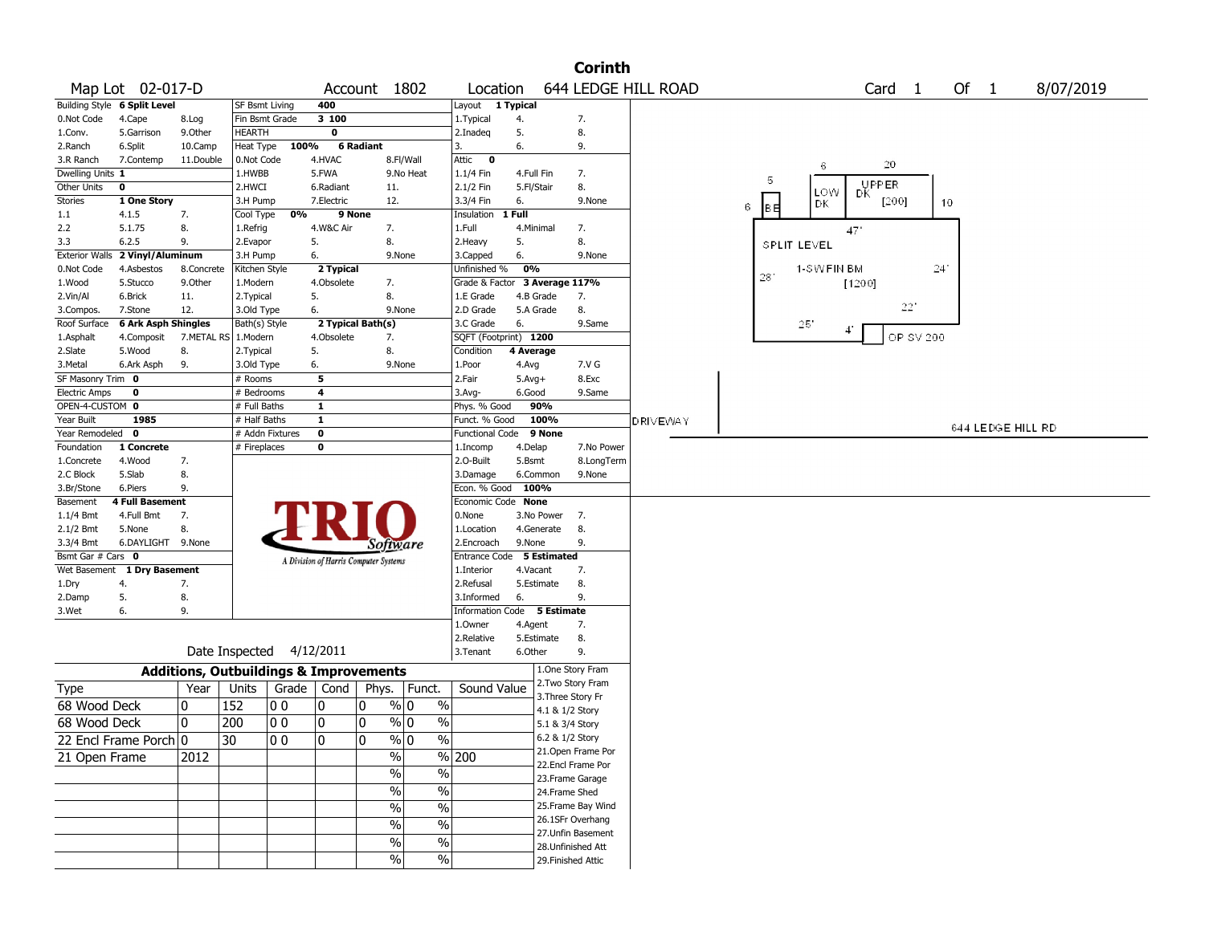# Corinth

Map Lot 02-017-D | Account 1802 | Location 644 LEDGE HILL ROAD | Card 1 Of 1 | 8/07/2019

| | | | | | | | | | |
|---|---|---|---|---|---|---|---|---|---|
| Building Style | 6 Split Level | | SF Bsmt Living | 400 | | Layout | 1 Typical | | |
| 0.Not Code | 4.Cape | 8.Log | Fin Bsmt Grade | 3 100 | | 1.Typical | 4. | 7. | |
| 1.Conv. | 5.Garrison | 9.Other | HEARTH | 0 | | 2.Inadeq | 5. | 8. | |
| 2.Ranch | 6.Split | 10.Camp | Heat Type 100% | 6 Radiant | | 3. | 6. | 9. | |
| 3.R Ranch | 7.Contemp | 11.Double | 0.Not Code | 4.HVAC | 8.Fl/Wall | Attic | 0 | | |
| Dwelling Units | 1 | | 1.HWBB | 5.FWA | 9.No Heat | 1.1/4 Fin | 4.Full Fin | 7. | |
| Other Units | 0 | | 2.HWCI | 6.Radiant | 11. | 2.1/2 Fin | 5.Fl/Stair | 8. | |
| Stories | 1 One Story | | 3.H Pump | 7.Electric | 12. | 3.3/4 Fin | 6. | 9.None | |
| 1.1 | 4.1.5 | 7. | Cool Type 0% | 9 None | | Insulation | 1 Full | | |
| 2.2 | 5.1.75 | 8. | 1.Refrig | 4.W&C Air | 7. | 1.Full | 4.Minimal | 7. | |
| 3.3 | 6.2.5 | 9. | 2.Evapor | 5. | 8. | 2.Heavy | 5. | 8. | |
| Exterior Walls | 2 Vinyl/Aluminum | | 3.H Pump | 6. | 9.None | 3.Capped | 6. | 9.None | |
| 0.Not Code | 4.Asbestos | 8.Concrete | Kitchen Style | 2 Typical | | Unfinished % | 0% | | |
| 1.Wood | 5.Stucco | 9.Other | 1.Modern | 4.Obsolete | 7. | Grade & Factor | 3 Average 117% | | |
| 2.Vin/Al | 6.Brick | 11. | 2.Typical | 5. | 8. | 1.E Grade | 4.B Grade | 7. | |
| 3.Compos. | 7.Stone | 12. | 3.Old Type | 6. | 9.None | 2.D Grade | 5.A Grade | 8. | |
| Roof Surface | 6 Ark Asph Shingles | | Bath(s) Style | 2 Typical Bath(s) | | 3.C Grade | 6. | 9.Same | |
| 1.Asphalt | 4.Composit | 7.METAL RS | 1.Modern | 4.Obsolete | 7. | SQFT (Footprint) | 1200 | | |
| 2.Slate | 5.Wood | 8. | 2.Typical | 5. | 8. | Condition | 4 Average | | |
| 3.Metal | 6.Ark Asph | 9. | 3.Old Type | 6. | 9.None | 1.Poor | 4.Avg | 7.V G | |
| SF Masonry Trim | 0 | | # Rooms | 5 | | 2.Fair | 5.Avg+ | 8.Exc | |
| Electric Amps | 0 | | # Bedrooms | 4 | | 3.Avg- | 6.Good | 9.Same | |
| OPEN-4-CUSTOM | 0 | | # Full Baths | 1 | | Phys. % Good | 90% | | |
| Year Built | 1985 | | # Half Baths | 1 | | Funct. % Good | 100% | | |
| Year Remodeled | 0 | | # Addn Fixtures | 0 | | Functional Code | 9 None | | |
| Foundation | 1 Concrete | | # Fireplaces | 0 | | 1.Incomp | 4.Delap | 7.No Power | |
| 1.Concrete | 4.Wood | 7. | | | | 2.O-Built | 5.Bsmt | 8.LongTerm | |
| 2.C Block | 5.Slab | 8. | | | | 3.Damage | 6.Common | 9.None | |
| 3.Br/Stone | 6.Piers | 9. | | | | Econ. % Good | 100% | | |
| Basement | 4 Full Basement | | | | | Economic Code | None | | |
| 1.1/4 Bmt | 4.Full Bmt | 7. | | | | 0.None | 3.No Power | 7. | |
| 2.1/2 Bmt | 5.None | 8. | | | | 1.Location | 4.Generate | 8. | |
| 3.3/4 Bmt | 6.DAYLIGHT | 9.None | | | | 2.Encroach | 9.None | 9. | |
| Bsmt Gar # Cars | 0 | | | | | Entrance Code | 5 Estimated | | |
| Wet Basement | 1 Dry Basement | | | | | 1.Interior | 4.Vacant | 7. | |
| 1.Dry | 4. | 7. | | | | 2.Refusal | 5.Estimate | 8. | |
| 2.Damp | 5. | 8. | | | | 3.Informed | 6. | 9. | |
| 3.Wet | 6. | 9. | | | | Information Code | 5 Estimate | | |
| | | | | | | 1.Owner | 4.Agent | 7. | |
| | | | | | | 2.Relative | 5.Estimate | 8. | |
| | Date Inspected | 4/12/2011 | | | | 3.Tenant | 6.Other | 9. | |

TRIO Software
A Division of Harris Computer Systems

## Additions, Outbuildings & Improvements

| Type | Year | Units | Grade | Cond | Phys. | Funct. | Sound Value |
|---|---|---|---|---|---|---|---|
| 68 Wood Deck | 0 | 152 | 0 0 | 0 | 0 % | 0 % | |
| 68 Wood Deck | 0 | 200 | 0 0 | 0 | 0 % | 0 % | |
| 22 Encl Frame Porch | 0 | 30 | 0 0 | 0 | 0 % | 0 % | |
| 21 Open Frame | 2012 | | | | % | % | 200 |
| | | | | | % | % | |
| | | | | | % | % | |
| | | | | | % | % | |
| | | | | | % | % | |
| | | | | | % | % | |
| | | | | | % | % | |

1.One Story Fram
2.Two Story Fram
3.Three Story Fr
4.1 & 1/2 Story
5.1 & 3/4 Story
6.2 & 1/2 Story
21.Open Frame Por
22.Encl Frame Por
23.Frame Garage
24.Frame Shed
25.Frame Bay Wind
26.1SFr Overhang
27.Unfin Basement
28.Unfinished Att
29.Finished Attic

6
20
5
LOW DK
UPPER DK [200]
10
6
BE
47'
SPLIT LEVEL
1-S/W FIN BM [1200]
28'
24'
22'
25'
4'
OP SV 200
DRIVEWAY
644 LEDGE HILL RD